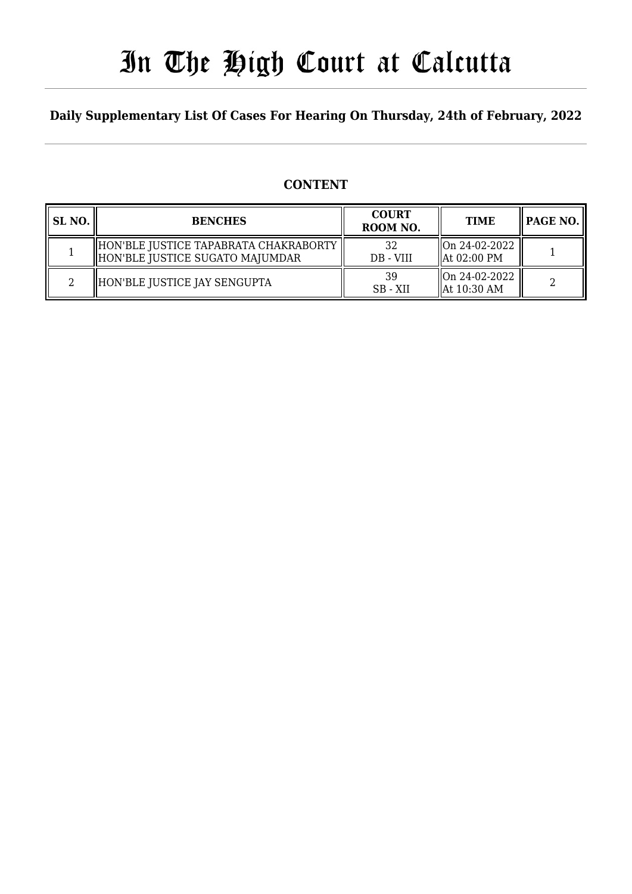# In The High Court at Calcutta

**Daily Supplementary List Of Cases For Hearing On Thursday, 24th of February, 2022**

## CONTENT

| SL NO. | BENCHES | COURT ROOM NO. | TIME | PAGE NO. |
|---|---|---|---|---|
| 1 | HON'BLE JUSTICE TAPABRATA CHAKRABORTY<br>HON'BLE JUSTICE SUGATO MAJUMDAR | 32<br>DB - VIII | On 24-02-2022<br>At 02:00 PM | 1 |
| 2 | HON'BLE JUSTICE JAY SENGUPTA | 39<br>SB - XII | On 24-02-2022<br>At 10:30 AM | 2 |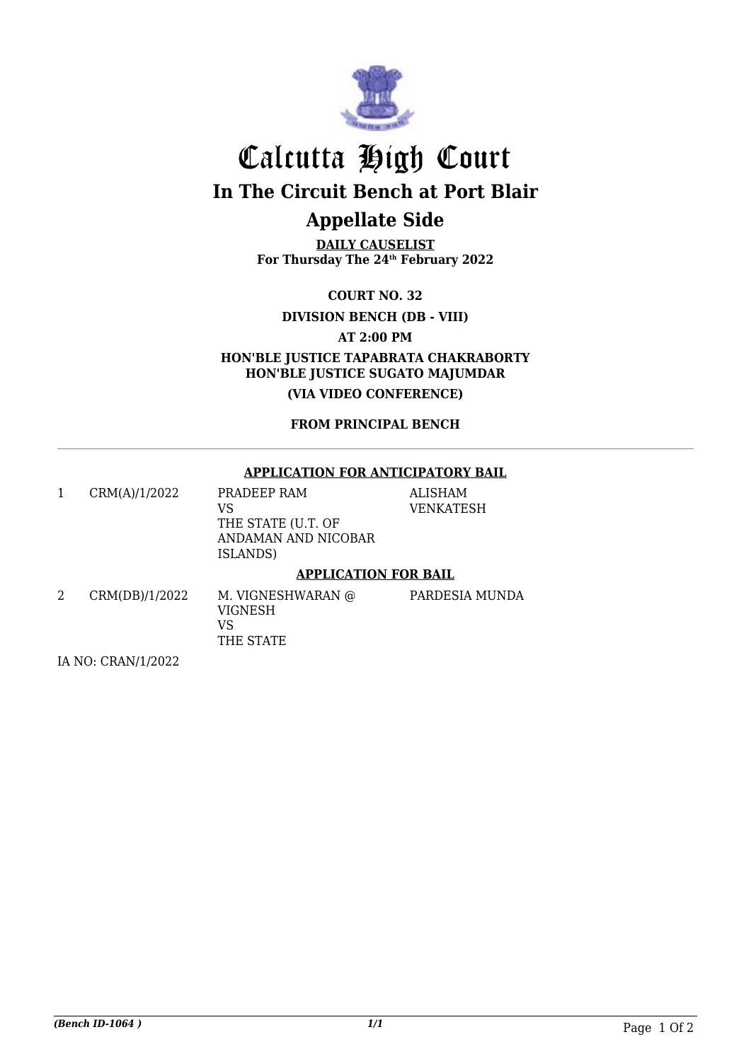# Calcutta High Court

## In The Circuit Bench at Port Blair

## Appellate Side

**DAILY CAUSELIST**
**For Thursday The 24th February 2022**

**COURT NO. 32**

**DIVISION BENCH (DB - VIII)**

**AT 2:00 PM**

**HON'BLE JUSTICE TAPABRATA CHAKRABORTY**
**HON'BLE JUSTICE SUGATO MAJUMDAR**

**(VIA VIDEO CONFERENCE)**

**FROM PRINCIPAL BENCH**

---

**APPLICATION FOR ANTICIPATORY BAIL**

| | | | |
|---|---|---|---|
| 1 | CRM(A)/1/2022 | PRADEEP RAM VS THE STATE (U.T. OF ANDAMAN AND NICOBAR ISLANDS) | ALISHAM VENKATESH |

**APPLICATION FOR BAIL**

| | | | |
|---|---|---|---|
| 2 | CRM(DB)/1/2022 | M. VIGNESHWARAN @ VIGNESH VS THE STATE | PARDESIA MUNDA |

IA NO: CRAN/1/2022

*(Bench ID-1064 )*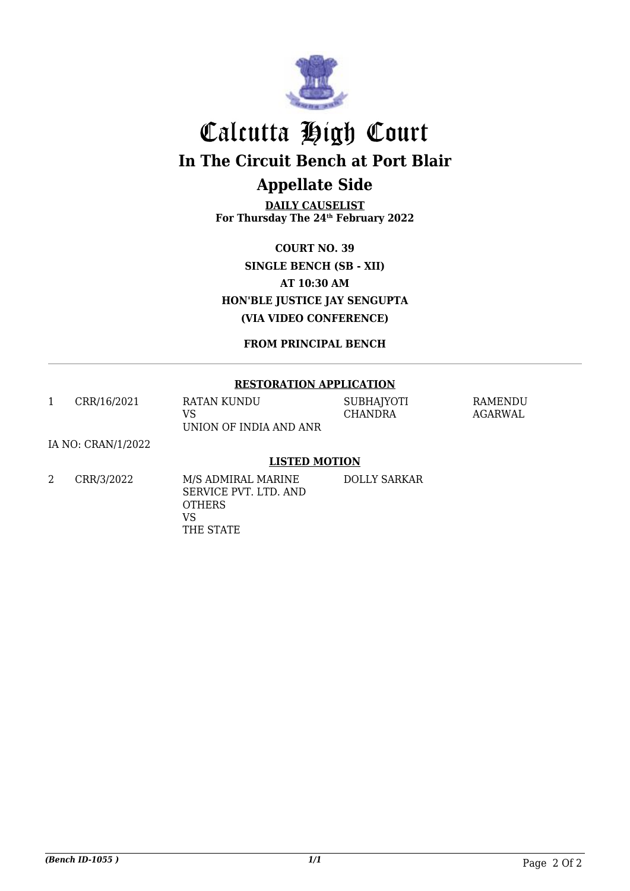# Calcutta High Court

## In The Circuit Bench at Port Blair

## Appellate Side

**DAILY CAUSELIST**
**For Thursday The 24th February 2022**

**COURT NO. 39**
**SINGLE BENCH (SB - XII)**
**AT 10:30 AM**
**HON'BLE JUSTICE JAY SENGUPTA**
**(VIA VIDEO CONFERENCE)**

**FROM PRINCIPAL BENCH**

---

**RESTORATION APPLICATION**

| | | | | |
|---|---|---|---|---|
| 1 | CRR/16/2021 | RATAN KUNDU VS UNION OF INDIA AND ANR | SUBHAJYOTI CHANDRA | RAMENDU AGARWAL |

IA NO: CRAN/1/2022

**LISTED MOTION**

| | | | | |
|---|---|---|---|---|
| 2 | CRR/3/2022 | M/S ADMIRAL MARINE SERVICE PVT. LTD. AND OTHERS VS THE STATE | DOLLY SARKAR | |

*(Bench ID-1055 )* 1/1